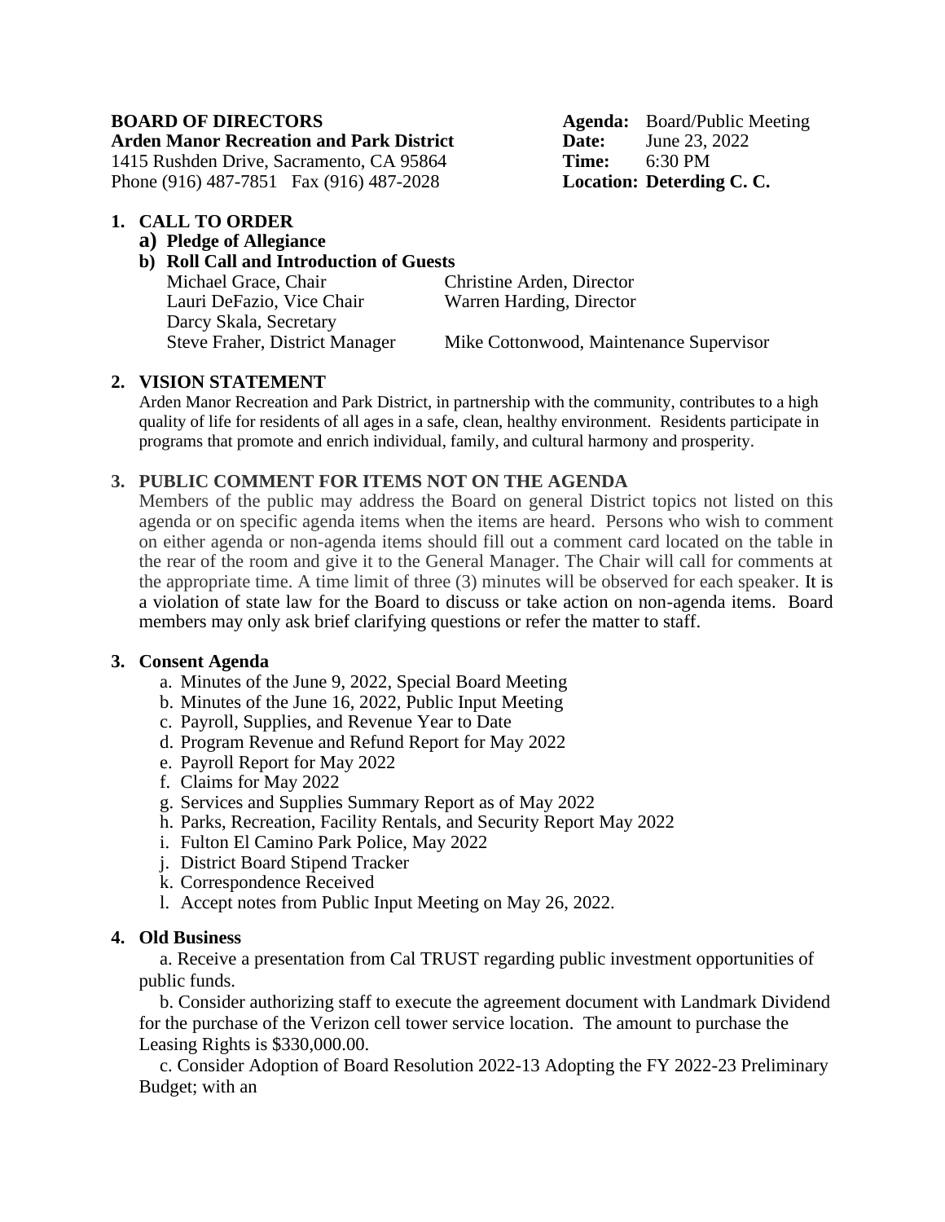**BOARD OF DIRECTORS**
**Arden Manor Recreation and Park District**
1415 Rushden Drive, Sacramento, CA 95864
Phone (916) 487-7851 Fax (916) 487-2028

**Agenda:** Board/Public Meeting
**Date:** June 23, 2022
**Time:** 6:30 PM
**Location: Deterding C. C.**

## 1. CALL TO ORDER

**a) Pledge of Allegiance**

**b) Roll Call and Introduction of Guests**

Michael Grace, Chair
Lauri DeFazio, Vice Chair
Darcy Skala, Secretary
Christine Arden, Director
Warren Harding, Director
Steve Fraher, District Manager
Mike Cottonwood, Maintenance Supervisor

## 2. VISION STATEMENT

Arden Manor Recreation and Park District, in partnership with the community, contributes to a high quality of life for residents of all ages in a safe, clean, healthy environment. Residents participate in programs that promote and enrich individual, family, and cultural harmony and prosperity.

## 3. PUBLIC COMMENT FOR ITEMS NOT ON THE AGENDA

Members of the public may address the Board on general District topics not listed on this agenda or on specific agenda items when the items are heard. Persons who wish to comment on either agenda or non-agenda items should fill out a comment card located on the table in the rear of the room and give it to the General Manager. The Chair will call for comments at the appropriate time. A time limit of three (3) minutes will be observed for each speaker. It is a violation of state law for the Board to discuss or take action on non-agenda items. Board members may only ask brief clarifying questions or refer the matter to staff.

## 3. Consent Agenda

a. Minutes of the June 9, 2022, Special Board Meeting
b. Minutes of the June 16, 2022, Public Input Meeting
c. Payroll, Supplies, and Revenue Year to Date
d. Program Revenue and Refund Report for May 2022
e. Payroll Report for May 2022
f. Claims for May 2022
g. Services and Supplies Summary Report as of May 2022
h. Parks, Recreation, Facility Rentals, and Security Report May 2022
i. Fulton El Camino Park Police, May 2022
j. District Board Stipend Tracker
k. Correspondence Received
l. Accept notes from Public Input Meeting on May 26, 2022.

## 4. Old Business

a. Receive a presentation from Cal TRUST regarding public investment opportunities of public funds.

b. Consider authorizing staff to execute the agreement document with Landmark Dividend for the purchase of the Verizon cell tower service location. The amount to purchase the Leasing Rights is $330,000.00.

c. Consider Adoption of Board Resolution 2022-13 Adopting the FY 2022-23 Preliminary Budget; with an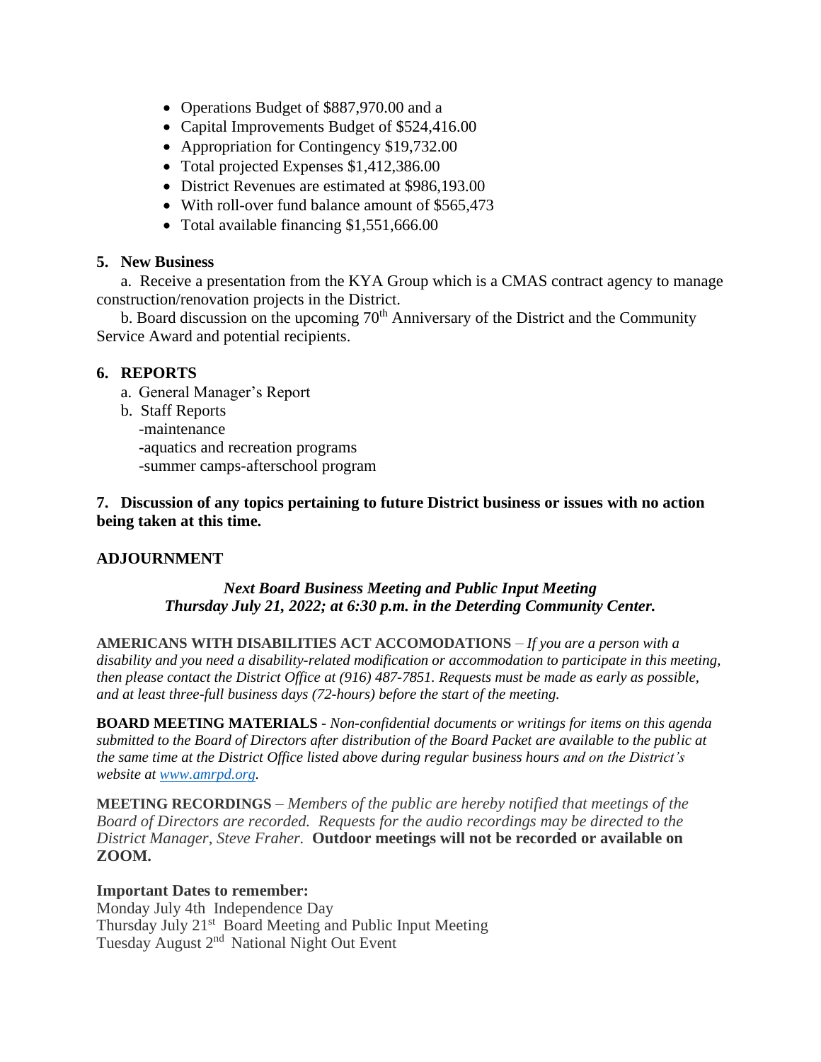- Operations Budget of $887,970.00 and a
- Capital Improvements Budget of $524,416.00
- Appropriation for Contingency $19,732.00
- Total projected Expenses $1,412,386.00
- District Revenues are estimated at $986,193.00
- With roll-over fund balance amount of $565,473
- Total available financing $1,551,666.00

## 5. New Business

a. Receive a presentation from the KYA Group which is a CMAS contract agency to manage construction/renovation projects in the District.

b. Board discussion on the upcoming 70th Anniversary of the District and the Community Service Award and potential recipients.

## 6. REPORTS

a. General Manager's Report

b. Staff Reports
- -maintenance
- -aquatics and recreation programs
- -summer camps-afterschool program

## 7. Discussion of any topics pertaining to future District business or issues with no action being taken at this time.

## ADJOURNMENT

***Next Board Business Meeting and Public Input Meeting***
***Thursday July 21, 2022; at 6:30 p.m. in the Deterding Community Center.***

**AMERICANS WITH DISABILITIES ACT ACCOMODATIONS** – *If you are a person with a disability and you need a disability-related modification or accommodation to participate in this meeting, then please contact the District Office at (916) 487-7851. Requests must be made as early as possible, and at least three-full business days (72-hours) before the start of the meeting.*

**BOARD MEETING MATERIALS** - *Non-confidential documents or writings for items on this agenda submitted to the Board of Directors after distribution of the Board Packet are available to the public at the same time at the District Office listed above during regular business hours and on the District's website at [www.amrpd.org](http://www.amrpd.org).*

**MEETING RECORDINGS** – *Members of the public are hereby notified that meetings of the Board of Directors are recorded. Requests for the audio recordings may be directed to the District Manager, Steve Fraher.* **Outdoor meetings will not be recorded or available on ZOOM.**

**Important Dates to remember:**
Monday July 4th Independence Day
Thursday July 21st Board Meeting and Public Input Meeting
Tuesday August 2nd National Night Out Event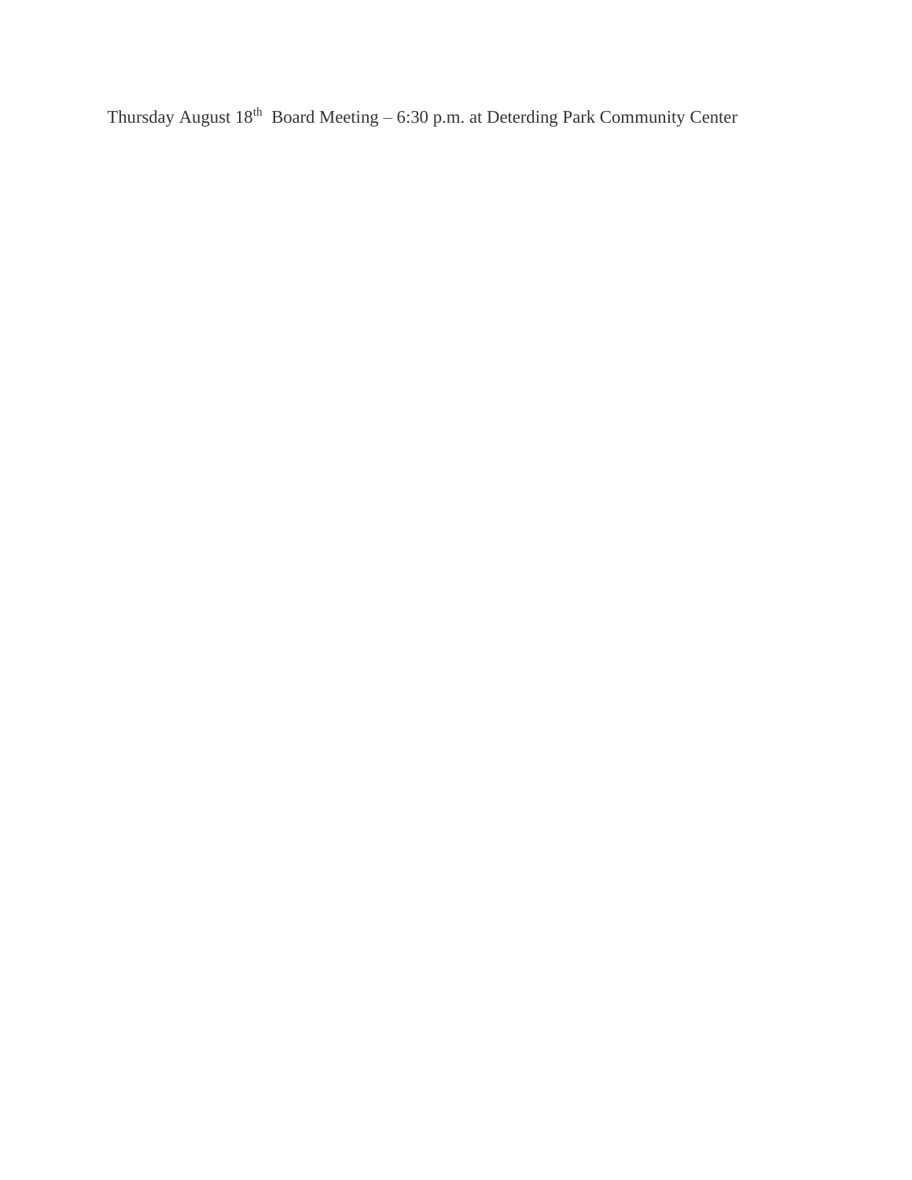Thursday August 18th  Board Meeting – 6:30 p.m. at Deterding Park Community Center